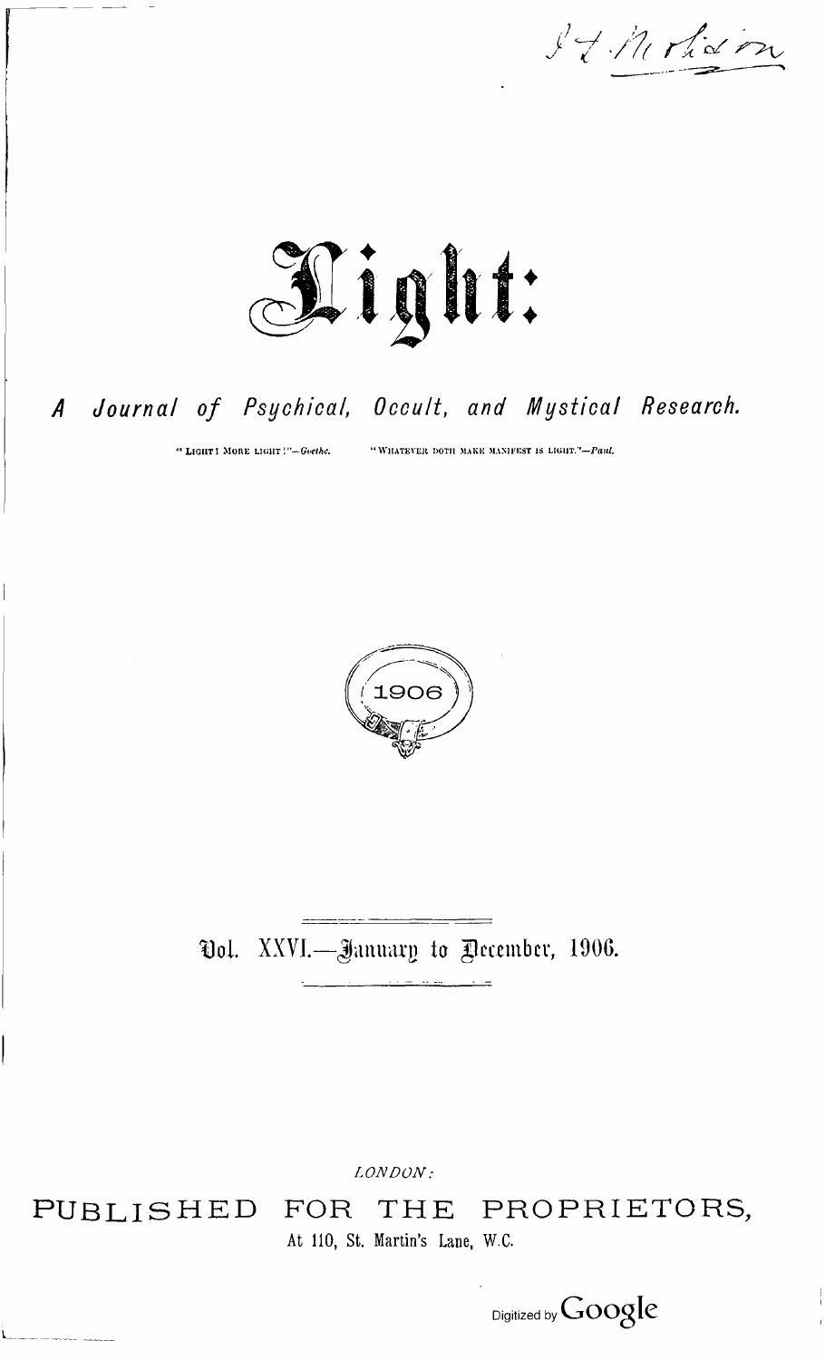# Light:

## *A Journal of Psychical, Occult, and Mystical Research.*

"LIGHT! MORE LIGHT!"—*Goethe.* "WHATEVER DOTH MAKE MANIFEST IS LIGHT."—*Paul.*

1906

Vol. XXVI.—January to December, 1906.

*LONDON:*

PUBLISHED FOR THE PROPRIETORS,

At 110, St. Martin's Lane, W.C.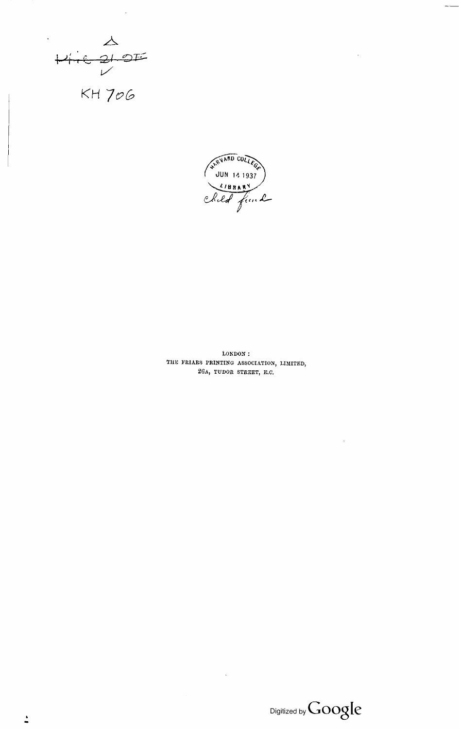KH 706

HARVARD COLLEGE
JUN 14 1937
LIBRARY
Child fund

LONDON:
THE FRIARS PRINTING ASSOCIATION, LIMITED,
26A, TUDOR STREET, E.C.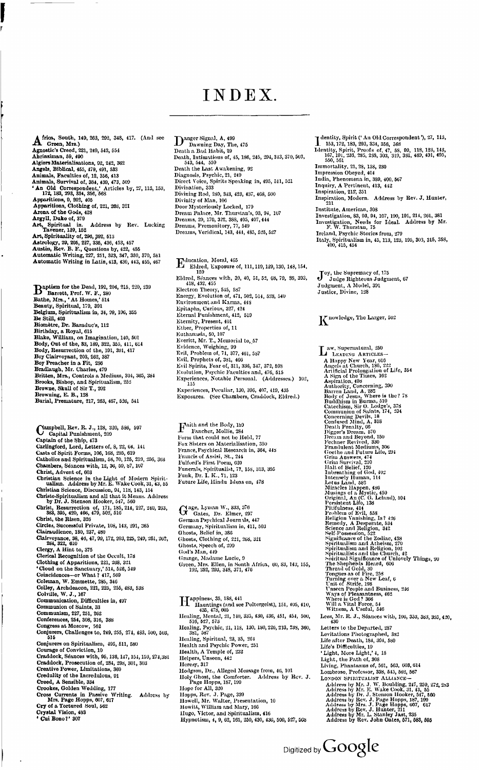# INDEX.

Africa, South, 149, 263, 292, 348, 417. (And see Green, Mrs.)
Agnostic's Creed, 221, 249, 543, 554
Ahrinziman, 59, 490
Algiers Materialisations, 92, 242, 362
Angels, Biblical, 455, 479, 491, 533
Animals, Faculties of, 12, 356, 413
Animals, Survival of, 384, 430, 473, 509
'An Old Correspondent,' Articles by, 27, 113, 153, 172, 183, 293, 334, 356, 568
Apparitions, 9, 202, 405
Apparitions, Clothing of, 221, 268, 321
Arena of the Gods, 428
Argyll, Duke of, 379
Art, Spiritual in. Address by Rev. Lucking Tavener, 139, 152
Art, Spirituality of, 296, 392, 613
Astrology, 29, 205, 227, 335, 436, 453, 457
Austin, Rev. B. F., Questions by, 422, 455
Automatic Writing, 227, 251, 323, 347, 350, 370, 581
Automatic Writing in Latin, 413, 430, 443, 455, 467

Baptism for the Dead, 192, 204, 215, 220, 239
Barrett, Prof. W. F., 280
Bathe, Mrs., 'At Homes,' 514
Beauty, Spiritual, 179, 391
Belgium, Spiritualism in, 34, 99, 106, 355
Be Still, 403
Biomètre, Dr. Baraduc's, 112
Birthday, a Royal, 615
Blake, William, on Imagination, 140, 501
Body, Out of the, 83, 189, 322, 355, 411, 614
Body, Resurrection of the, 191, 391, 417
Boy Clairvoyant, 203, 262, 387
Boy Preacher in a Fit, 236
Bradlaugh, Mr. Charles, 479
Britten, Mrs., Controls a Medium, 304, 305, 384
Brooks, Bishop, and Spiritualism, 252
Browne, Skull of Sir T., 202
Browning, E. B., 128
Burial, Premature, 217, 263, 467, 526, 541

Campbell, Rev. R. J., 128, 320, 536, 597
Capital Punishment, 209
Captain of the Ship, 473
Carlingford, Lord, Letters of, 8, 22, 64, 141
Casts of Spirit Forms, 106, 168, 295, 610
Catholics and Spiritualism, 58, 70, 125, 219, 256, 363
Chambers, Séances with, 12, 36, 59, 87, 107
Christ, Advent of, 603
Christian Science in the Light of Modern Spiritualism. Address by Mr. E. Wake Cook, 31, 43, 55
Christian Science, Discussion, 94, 118, 143, 154
Christo-Spiritualism and all that it Means. Address by Dr. J. Stenson Hooker, 547, 560
Christ, Resurrection of, 171, 185, 214, 227, 240, 263, 383, 395, 420, 466, 479, 502, 516
Christ, the Risen, 326
Circles, Successful Private, 108, 143, 201, 365
Clairaudience, 180, 237, 480
Clairvoyance, 38, 46, 47, 99, 172, 203, 225, 249, 261, 262, 284, 322, 610
Clergy, A Hint to, 375
Clerical Recognition of the Occult, 178
Clothing of Apparitions, 221, 268, 321
'Cloud on the Sanctuary,' 514, 526, 549
Coincidences—or What? 417, 569
Coleman, W. Emmette, 285, 346
Colley, Archdeacon, 221, 225, 255, 483, 538
Colville, W. J., 167
Communication, Difficulties in, 497
Communion of Saints, 33
Communism, 227, 251, 262
Conferences, 254, 308, 316, 388
Congress at Moscow, 562
Conjurers, Challenges to, 249, 255, 274, 483, 500, 503, 515
Conjurers on Spiritualism, 495, 511, 580
Courage of Conviction, 10
Craddock, Séances with, 95, 136, 147, 154, 159, 274, 381
Craddock, Prosecution of, 284, 298, 301, 303
Creative Power, Limitations, 369
Credulity of the Incredulous, 91
Creed, A Sensible, 334
Crookes, Golden Wedding, 177
Cross Currents in Passive Writing. Address by Mrs. Page Hopps, 607, 617
Cry of a Tortured Soul, 562
Crystal Vision, 483
'Cui Bono?' 307

Danger Signal, A, 499
Dawning Day, The, 475
Death a Bad Habit, 29
Death, Intimations of, 45, 186, 245, 294, 313, 370, 503, 543, 544, 559
Death the Last Awakening, 92
Diagnosis, Psychic, 21, 249
Direct Voice, Spirits Speaking in, 495, 511, 521
Divination, 333
Divining Rod, 280, 343, 423, 437, 468, 500
Divinity of Man, 106
Door Mysteriously Locked, 179
Dream Palace, Mr. Thurstan's, 93, 94, 107
Dreams, 29, 170, 372, 388, 405, 407, 444
Dreams, Premonitory, 77, 549
Dreams, Veridical, 143, 444, 485, 525, 527

Education, Moral, 465
Eldred, Exposure of, 111, 119, 129, 130, 148, 154, 159
Eldred, Séances with, 39, 40, 51, 52, 68, 79, 88, 393, 418, 432, 465
Electron Theory, 545, 587
Energy, Evolution of, 471, 502, 514, 528, 540
Environment and Karma, 448
Epitaphs, Curious, 327, 424
Eternal Punishment, 412, 510
Eternity, Present, 401
Ether, Properties of, 11
Euthanasia, 50, 107
Everitt, Mr. T., Memorial to, 57
Evidence, Weighing, 99
Evil, Problem of, 71, 377, 461, 587
Evil, Prophets of, 381, 466
Evil Spirits, Fear of, 311, 336, 347, 372, 598
Evolution, Psychic Faculties and, 476, 515
Experiences, Notable Personal. (Addresses.) 102, 115
Experiences, Peculiar, 130, 306, 407, 419, 435
Exposures. (See Chambers, Craddock, Eldred.)

Faith and the Body, 189
Fancher, Mollie, 284
Form that could not be Held, 77
Fox Sisters on Materialisation, 350
France, Psychical Research in, 364, 448
Francis of Assisi, St., 244
Fulford's First Poem, 620
Funerals, Spiritualist, 77, 158, 313, 395
Funk, Dr. I. K., 71, 123
Future Life, Hindu Ideas on, 478

Gage, Lyman W., 333, 376
Gates, Dr. Elmer, 297
German Psychical Journals, 447
Germany, Spiritualism in, 411, 503
Ghosts, Belief in, 366
Ghosts, Clothing of, 221, 268, 321
Ghosts, Speech of, 299
God's Man, 449
Grange, Madame Lucie, 9
Green, Mrs. Ellen, in South Africa, 60, 83, 142, 155, 192, 252, 292, 348, 371, 476

Happiness, 35, 188, 441
Hauntings (and see Poltergeist), 151, 405, 410, 435, 478, 605
Healing, Mental, 21, 140, 335, 430, 436, 451, 454, 500, 516, 527, 573
Healing, Psychic, 21, 118, 130, 180, 226, 233, 238, 360, 381, 587
Healing, Spiritual, 23, 35, 264
Health and Psychic Power, 251
Health, A Temple of, 232
Helpers, Unseen, 442
Heresy, 317
Hodgson, Dr., Alleged Message from, 46, 101
Holy Ghost, the Comforter. Address by Rev. J. Page Hopps, 187, 199
Hope for All, 320
Hopps, Rev. J. Page, 339
Howell, Mr. Walter, Presentation, 10
Howitt, William and Mary, 166
Hugo, Victor, and Spiritualism, 416
Hypnotism, 4, 9, 62, 161, 250, 430, 436, 500, 527, 568

Identity, Spirit ('An Old Correspondent'), 27, 113, 153, 172, 183, 293, 334, 356, 568
Identity, Spirit, Proofs of, 47, 58, 99, 118, 123, 143, 167, 191, 233, 285, 288, 303, 319, 331, 480, 491, 495, 550, 561
Immortality, 21, 28, 138, 230
Impression Obeyed, 404
India, Phenomena in, 389, 400, 567
Inquiry, A Pertinent, 413, 442
Inspiration, 215, 351
Inspiration, Modern. Address by Rev. J. Hunter, 211
Institute, American, 308
Investigation, 83, 93, 94, 107, 190, 191, 214, 261, 381
Investigation, Needs for Ideal. Address by Mr. F. W. Thurstan, 75
Ireland, Psychic Stories from, 279
Italy, Spiritualism in, 45, 113, 123, 195, 303, 315, 358, 400, 415, 454

Joy, the Supremacy of, 175
Judge Righteous Judgment, 67
Judgment, A Model, 391
Justice, Divine, 128

Knowledge, The Larger, 502

Law, Supernatural, 250

LEADING ARTICLES—
A Happy New Year, 610
Angels at Church, 186, 222
Artificial Prolongation of Life, 354
A Sign of the Times, 102
Aspiration, 498
Authority, Concerning, 390
Barren Land, A, 282
Body of Jesus, Where is the? 78
Buddhism in Burma, 510
Catechism, Sir O. Lodge's, 378
Communion of Saints, 174, 234
Concerning Devils, 18
Confused Mind, A, 318
Death Penalty, 66
Digger's Dream, 570
Dream and Beyond, 150
Fechner Revived, 330
Fraudulent Mediums, 306
Goethe and Future Life, 294
Grim Answers, 474
Grim Survival, 210
Halt of Belief, 126
Inbreathing of God, 402
Intensely Human, 114
Lotus Land, 582
Miracles Happen, 486
Musings of a Mystic, 450
Original, An (C. G. Leland), 594
Persistent Life, 138
Pitifulness, 414
Problem of Evil, 558
Religion Vanishing, Is? 426
Remedy, A Desperate, 534
Science and Religion, 342
Self-Possession, 522
Significance of the Zodiac, 438
Spiritualism and Atheism, 270
Spiritualism and Religion, 102
Spiritualists and the Church, 42
Spiritual Significance of Unlovely Things, 90
The Shepherds Heard, 606
Thread of Gold, 30
Tongues as of Fire, 258
Turning over a New Leaf, 6
Unit of Strife, 198
Unseen People and Business, 246
Ways of Pleasantness, 462
Where is God? 366
Will a Vital Force, 54
Witness, A Useful, 546

Lees, Mr. R. J., Séances with, 106, 353, 383, 395, 420, 430
Letters to the Departed, 287
Levitations Photographed, 382
Life after Death, 184, 394, 580
Life's Difficulties, 19
'Light, More Light,' 4, 15
Light, the Path of, 308
Living, Phantasms of, 561, 563, 603, 614
Lombroso, Professor, 338, 543, 562, 567

LONDON SPIRITUALIST ALLIANCE—
Address by Mr. J. W. Boulding, 247, 259, 272, 283
Address by Mr. E. Wake Cook, 31, 43, 55
Address by Dr. J. Stenson Hooker, 547, 560
Address by Rev. J. Page Hopps, 187, 199
Address by Mrs. J. Page Hopps, 607, 617
Address by Rev. J. Hunter, 211
Address by Mr. L. Stanley Jast, 235
Address by Rev. John Oates, 571, 583, 595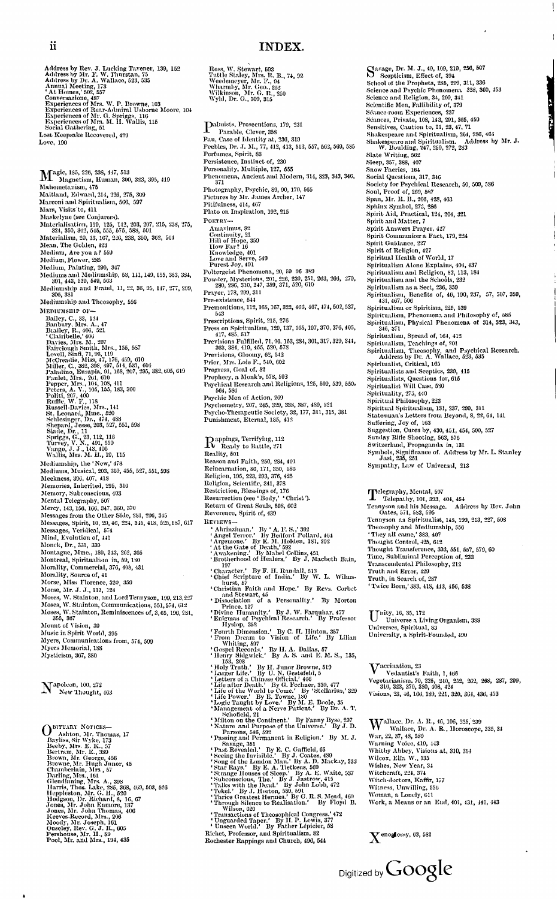# INDEX.

Address by Rev. J. Lucking Tavener, 139, 152
Address by Mr. F. W. Thurstan, 75
Address by Dr. A. Wallace, 523, 535
Annual Meeting, 173
'At Homes,' 502, 557
Conversazione, 487
Experiences of Mrs. W. P. Browne, 103
Experiences of Rear-Admiral Usborne Moore, 104
Experiences of Mr. G. Spriggs, 116
Experiences of Mrs. M. H. Wallis, 115
Social Gathering, 51
Lost Keepsake Recovered, 429
Love, 190

Magic, 185, 220, 238, 447, 513
Magnetism, Human, 300, 323, 395, 410
Mahometanism, 475
Maitland, Edward, 214, 226, 275, 309
Marconi and Spiritualism, 566, 597
Mars, Visits to, 411
Maskelyne (see Conjurors).
Materialisation, 119, 125, 142, 203, 207, 215, 238, 275, 324, 350, 392, 545, 555, 575, 588, 601
Materialism, 20, 33, 167, 226, 238, 350, 362, 564
Mean, The Golden, 423
Medium, Are you a? 550
Medium, Flower, 285
Medium, Painting, 290, 347
Mediums and Mediumship, 58, 141, 149, 155, 333, 384, 391, 443, 530, 549, 563
Mediumship and Fraud, 11, 22, 36, 95, 147, 277, 299, 306, 381
Mediumship and Theosophy, 556
MEDIUMSHIP OF—
Bailey, C., 33, 124
Banbury, Mrs. A., 47
Brailey, R., 466, 521
'Clairibelle,' 406
Davies, Mrs. M., 207
Fairclough Smith, Mrs., 155, 587
Lovell, Sinfi, 71, 96, 119
McCreadie, Miss, 47, 176, 459, 610
Miller, C., 382, 398, 497, 514, 531, 604
Paladino, Eusapia, 91, 168, 207, 295, 382, 605, 619
Paulet, Mrs., 261, 610
Pepper, Mrs., 104, 108, 411
Peters, A. V., 105, 155, 183, 300
Politi, 207, 400
Ruffle, W. F., 118
Russell-Davies, Mrs., 141
St. Leonard, Mme., 520
Schlesinger, Dr., 474, 488
Shepard, Jesse, 203, 527, 551, 598
Slade, Dr., 11
Spriggs, G., 23, 112, 116
Turvey, V. N., 491, 550
Vango, J. J., 143, 406
Wallis, Mrs. M. H., 10, 115
Mediumship, the 'New,' 478
Mediums, Musical, 203, 369, 455, 527, 551, 598
Meekness, 396, 407, 418
Memories, Inherited, 295, 310
Memory, Subconscious, 403
Mental Telegraphy, 507
Mercy, 143, 166, 166, 347, 360, 370
Messages from the Other Side, 281, 296, 345
Messages, Spirit, 10, 29, 46, 224, 345, 418, 525, 587, 617
Messages, Veridical, 574
Mind, Evolution of, 441
Monck, Dr., 331, 339
Montague, Mme., 180, 243, 262, 305
Montreal, Spiritualism in, 59, 180
Morality, Commercial, 376, 408, 431
Morality, Source of, 41
Morse, Miss Florence, 320, 359
Morse, Mr. J. J., 113, 124
Moses, W. Stainton, and Lord Tennyson, 190, 213, 227
Moses, W. Stainton, Communications, 551, 574, 612
Moses, W. Stainton, Reminiscences of, 3, 65, 196, 281, 355, 367
Mount of Vision, 30
Music in Spirit World, 395
Myers, Communications from, 574, 599
Myers Memorial, 188
Mysticism, 367, 380

Napoleon, 100, 272
New Thought, 463

OBITUARY NOTICES—
Ashton, Mr. Thomas, 17
Bayliss, Sir Wyke, 173
Beeby, Mrs. E. K., 57
Bertram, Mr. E., 380
Brown, Mr. George, 456
Browne, Mr. Hugh Junor, 45
Chamberlain, Mrs., 57
Darling, Mrs., 161
Glendinning, Mrs. A., 398
Harris, Thos. Lake, 285, 368, 469, 503, 526
Heppleston, Mr. G. H., 520
Hodgson, Dr. Richard, 8, 16, 67
Jones, Mr. John Enmore, 137
Jones, Mr. John Thomas, 406
Keeves-Record, Mrs., 206
Moody, Mr. Joseph, 161
Ouseley, Rev. G. J. R., 605
Pershouse, Mr. H., 89
Pool, Mr. and Mrs., 194, 435
Ross, W. Stewart, 593
Tuttle Sialey, Mrs. R. B., 74, 92
Weedemeyer, Mr. F., 94
Wharmby, Mr. Geo., 262
Wilkinson, Mr. G. R., 250
Wyld, Dr. G., 309, 315

Palmists, Prosecutions, 179, 231
Parable, Clever, 358
Pau, Case of Identity at, 236, 319
Peebles, Dr. J. M., 77, 412, 413, 513, 557, 562, 569, 585
Perfumes, Spirit, 83
Persistence, Instinct of, 230
Personality, Multiple, 127, 555
Phenomena, Ancient and Modern, 314, 323, 343, 346, 371
Photography, Psychic, 89, 90, 170, 565
Pictures by Mr. James Archer, 147
Pitifulness, 414, 467
Plato on Inspiration, 192, 215
POETRY—
Anavimus, 82
Continuity, 21
Hill of Hope, 350
How Far? 16
Knowledge, 401
Love and Serve, 549
Purest Joy, 491
Poltergeist Phenomena, 20, 59 96 389
Powder, Mysterious, 201, 226, 230, 251, 263, 266, 279, 280, 286, 310, 347, 359, 371, 520, 610
Prayer, 178, 299, 311
Pre-existence, 544
Premonitions, 112, 165, 167, 322, 466, 467, 474, 502, 537, 543
Prescriptions, Spirit, 215, 276
Press on Spiritualism, 129, 137, 165, 197, 370, 376, 405, 417, 485, 517
Previsions Fulfilled, 71, 96, 153, 284, 301, 317, 329, 344, 363, 384, 419, 455, 520, 578
Previsions, Gloomy, 62, 542
Prior, Mrs. Lois F., 540, 602
Progress, Goal of, 82
Prophecy, a Monk's, 578, 593
Psychical Research and Religions, 125, 509, 530, 559, 564, 580
Psychic Men of Action, 269
Psychometry, 207, 245, 329, 338, 387, 489, 521
Psycho-Therapeutic Society, 32, 177, 311, 315, 381
Punishment, Eternal, 185, 412

Rappings, Terrifying, 112
Ready to Battle, 271
Reality, 501
Reason and Faith, 250, 284, 491
Reincarnation, 86, 171, 350, 580
Religion, 195, 223, 203, 376, 425
Religion, Scientific, 341, 378
Restriction, Blessings of, 176
Resurrection (see 'Body,' 'Christ').
Return of Great Souls, 598, 602
Reverence, Spirit of, 439
REVIEWS—
'Ahrinziman.' By 'A. F. S.,' 302
'Angel Terror.' By Bedford Pollard, 464
'Argemone.' By E. M. Holden, 181, 202
'At the Gate of Death,' 592
'Awakening.' By Mabel Collins, 451
'Brotherhood of Healers.' By J. Macbeth Bain, 197
'Character.' By F. H. Randall, 513
'Chief Scripture of India.' By W. L. Wilmshurst, 57
'Christian Faith and Hope.' By Revs. Corbet and Stewart, 45
'Dissociation of a Personality.' By Morton Prince, 127
'Divine Humanity.' By J. W. Farquhar, 477
'Enigmas of Psychical Research.' By Professor Hyslop, 352
'Fourth Dimension.' By C. H. Hinton, 357
'From Dream to Vision of Life.' By Lilian Whiting, 597
'Gospel Records.' By H. A. Dallas, 57
'Henry Sidgwick.' By A. S. and E. M. S., 135, 153, 208
'Holy Truth.' By H. Junor Browne, 519
'Larger Life.' By U. N. Gestefeld, 5
'Letters of a Chinese Official,' 466
'Life after Death.' By G. Fechner, 330, 477
'Life of the World to Come.' By 'Stellarius,' 329
'Life Power.' By E. Towne, 180
'Logic Taught by Love.' By M. E. Boole, 35
'Management of a Nerve Patient.' By Dr. A. T. Schofield, 21
'Milton on the Continent.' By Fanny Byse, 297
'Nature and Purpose of the Universe.' By J. D. Parsons, 546, 592
'Passing and Permanent in Religion.' By M. J. Savage, 351
'Past Revealed.' By E. C. Gaffield, 65
'Seeing the Invisible.' By J. Coates, 489
'Song of the London Man.' By A. D. Mackay, 333
'Star Rays.' By E. A. Tietkens, 569
'Strange Houses of Sleep.' By A. E. Waite, 537
'Subconscious, The.' By J. Jastrow, 415
'Talks with the Dead.' By John Lobb, 472
'Tekel.' By J. Horton, 580, 591
'Thrice Greatest Hermes.' By G. R. S. Mead, 460
'Through Silence to Realisation.' By Floyd B. Wilson, 620
'Transactions of Theosophical Congress.' 472
'Unguarded Taper.' By H. P. Lewis, 377
'Unseen World.' By Father Lépicier, 58
Richet, Professor, and Spiritualism, 82
Rochester Rappings and Church, 496, 544

Savage, Dr. M. J., 49, 109, 219, 256, 507
Scepticism, Effect of, 394
School of the Prophets, 285, 299, 311, 336
Science and Psychic Phenomena, 328, 360, 453
Science and Religion, 34, 299, 341
Scientific Men, Fallibility of, 379
Séance-room Experiences, 237
Séances, Private, 108, 143, 291, 365, 459
Sensitives, Caution to, 11, 23, 47, 71
Shakespeare and Spiritualism, 264, 286, 461
Shakespeare and Spiritualism. Address by Mr. J. W. Boulding, 247, 259, 272, 283
Slate Writing, 562
Sleep, 357, 388, 407
Snow Faeries, 164
Social Questions, 317, 346
Society for Psychical Research, 50, 509, 586
Soul, Proof of, 220, 587
Span, Mr. R. B., 206, 428, 463
Sphinx Symbol, 273, 286
Spirit Aid, Practical, 124, 204, 321
Spirit and Matter, 7
Spirit Answers Prayer, 427
Spirit Communion a Fact, 179, 224
Spirit Guidance, 227
Spirit of Religion, 427
Spiritual Health of World, 17
Spiritualism Alone Explains, 404, 437
Spiritualism and Religion, 83, 113, 184
Spiritualism and the Schools, 232
Spiritualism as a Sect, 236, 350
Spiritualism, Benefits of, 46, 190, 237, 57, 307, 359, 431, 467, 506
Spiritualism or Spiritism, 226, 539
Spiritualism, Phenomena and Philosophy of, 585
Spiritualism, Physical Phenomena of 314, 323, 343, 346, 371
Spiritualism, Spread of, 164, 412
Spiritualism, Teachings of, 201
Spiritualism, Theosophy, and Psychical Research. Address by Dr. A. Wallace, 523, 535
Spiritualist, Critical, 165
Spiritualists and Sceptics, 239, 415
Spiritualists, Questions for, 615
Spiritualist Will Case, 580
Spirituality, 275, 440
Spiritual Philosophy, 223
Spiritual Spiritualism, 131, 237, 299, 311
Statesman's Letters from Beyond, 8, 22, 64, 141
Suffering, Joy of, 163
Suggestion, Cures by, 430, 451, 454, 500, 527
Sunday Rifle Shooting, 563, 576
Switzerland, Propaganda in, 131
Symbols, Significance of. Address by Mr. L. Stanley Jast, 236, 251
Sympathy, Law of Universal, 213

Telegraphy, Mental, 507
Telepathy, 101, 393, 404, 454
Tennyson and his Message. Address by Rev. John Oates, 571, 583, 595
Tennyson as Spiritualist, 145, 199, 213, 227, 508
Theosophy and Mediumship, 556
'They all came,' 383, 407
Thought Control, 425, 612
Thought Transference, 333, 551, 557, 579, 60
Time, Subliminal Perception of, 23
Transcendental Philosophy, 212
Truth and Error, 429
Truth, in Search of, 287
'Twice Born,' 383, 418, 443, 456, 538

Unity, 16, 35, 172
Universe a Living Organism, 388
Universes, Spiritual, 83
University, a Spirit-Founded, 490

Vaccination, 23
Vedantist's Faith, 1, 468
Vegetarianism, 70, 225, 240, 252, 262, 268, 287, 299, 310, 323, 370, 380, 408, 424
Visions, 23, 46, 166, 189, 221, 320, 364, 436, 456

Wallace, Dr. A. R., 46, 106, 225, 239
Wallace, Dr. A. R., Horoscope, 335, 34
War, 22, 37, 48, 589
Warning Voice, 419, 443
Whitby Abbey, Visions at, 310, 364
Wilcox, Ella W., 135
Wishes, New Year, 34
Witchcraft, 224, 374
Witch-doctors, Kaffir, 177
Witness, Unwilling, 556
Woman, a Lonely, 611
Work, a Means or an End, 401, 431, 440, 443

Xenoglossy, 63, 581